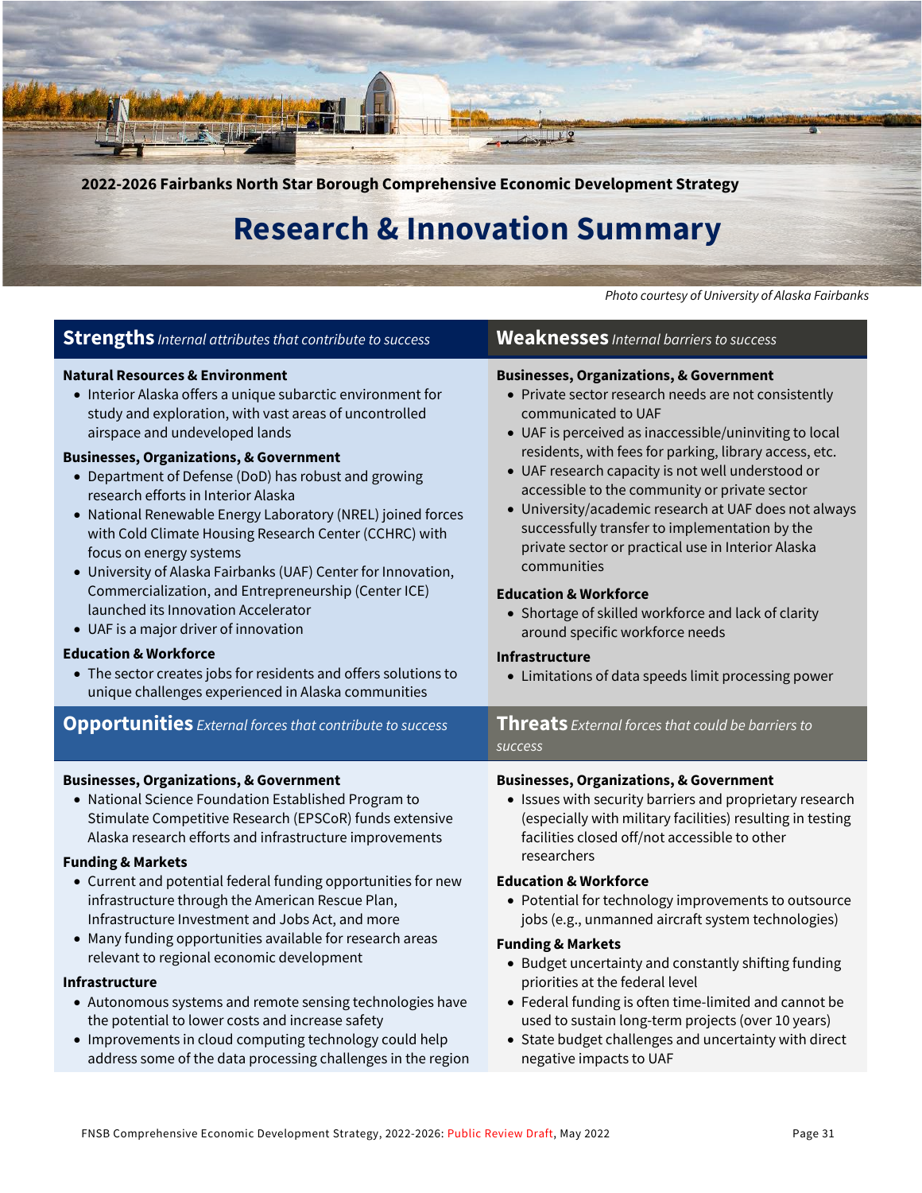2022-2026 Fairbanks North Star Borough Comprehensive Economic Development Strategy

# Research & Innovation Summary

*Photo courtesy of University of Alaska Fairbanks*

## Strengths *Internal attributes that contribute to success*

**Natural Resources & Environment**
- Interior Alaska offers a unique subarctic environment for study and exploration, with vast areas of uncontrolled airspace and undeveloped lands

**Businesses, Organizations, & Government**
- Department of Defense (DoD) has robust and growing research efforts in Interior Alaska
- National Renewable Energy Laboratory (NREL) joined forces with Cold Climate Housing Research Center (CCHRC) with focus on energy systems
- University of Alaska Fairbanks (UAF) Center for Innovation, Commercialization, and Entrepreneurship (Center ICE) launched its Innovation Accelerator
- UAF is a major driver of innovation

**Education & Workforce**
- The sector creates jobs for residents and offers solutions to unique challenges experienced in Alaska communities

## Weaknesses *Internal barriers to success*

**Businesses, Organizations, & Government**
- Private sector research needs are not consistently communicated to UAF
- UAF is perceived as inaccessible/uninviting to local residents, with fees for parking, library access, etc.
- UAF research capacity is not well understood or accessible to the community or private sector
- University/academic research at UAF does not always successfully transfer to implementation by the private sector or practical use in Interior Alaska communities

**Education & Workforce**
- Shortage of skilled workforce and lack of clarity around specific workforce needs

**Infrastructure**
- Limitations of data speeds limit processing power

## Opportunities *External forces that contribute to success*

**Businesses, Organizations, & Government**
- National Science Foundation Established Program to Stimulate Competitive Research (EPSCoR) funds extensive Alaska research efforts and infrastructure improvements

**Funding & Markets**
- Current and potential federal funding opportunities for new infrastructure through the American Rescue Plan, Infrastructure Investment and Jobs Act, and more
- Many funding opportunities available for research areas relevant to regional economic development

**Infrastructure**
- Autonomous systems and remote sensing technologies have the potential to lower costs and increase safety
- Improvements in cloud computing technology could help address some of the data processing challenges in the region

## Threats *External forces that could be barriers to success*

**Businesses, Organizations, & Government**
- Issues with security barriers and proprietary research (especially with military facilities) resulting in testing facilities closed off/not accessible to other researchers

**Education & Workforce**
- Potential for technology improvements to outsource jobs (e.g., unmanned aircraft system technologies)

**Funding & Markets**
- Budget uncertainty and constantly shifting funding priorities at the federal level
- Federal funding is often time-limited and cannot be used to sustain long-term projects (over 10 years)
- State budget challenges and uncertainty with direct negative impacts to UAF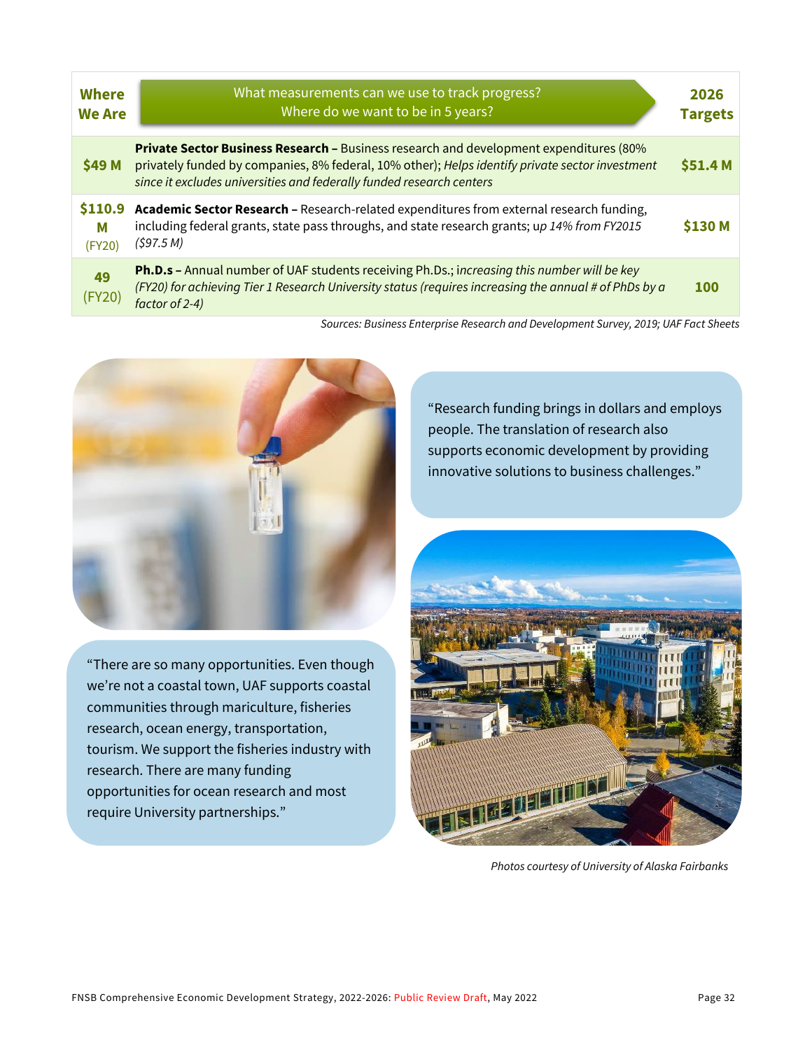| Where We Are | What measurements can we use to track progress? Where do we want to be in 5 years? | 2026 Targets |
|---|---|---|
| $49 M | **Private Sector Business Research –** Business research and development expenditures (80% privately funded by companies, 8% federal, 10% other); *Helps identify private sector investment since it excludes universities and federally funded research centers* | $51.4 M |
| $110.9 M (FY20) | **Academic Sector Research –** Research-related expenditures from external research funding, including federal grants, state pass throughs, and state research grants; u*p 14% from FY2015 ($97.5 M)* | $130 M |
| 49 (FY20) | **Ph.D.s –** Annual number of UAF students receiving Ph.Ds.; i*ncreasing this number will be key (FY20) for achieving Tier 1 Research University status (requires increasing the annual # of PhDs by a factor of 2-4)* | 100 |

*Sources: Business Enterprise Research and Development Survey, 2019; UAF Fact Sheets*

"Research funding brings in dollars and employs people. The translation of research also supports economic development by providing innovative solutions to business challenges."

"There are so many opportunities. Even though we're not a coastal town, UAF supports coastal communities through mariculture, fisheries research, ocean energy, transportation, tourism. We support the fisheries industry with research. There are many funding opportunities for ocean research and most require University partnerships."

*Photos courtesy of University of Alaska Fairbanks*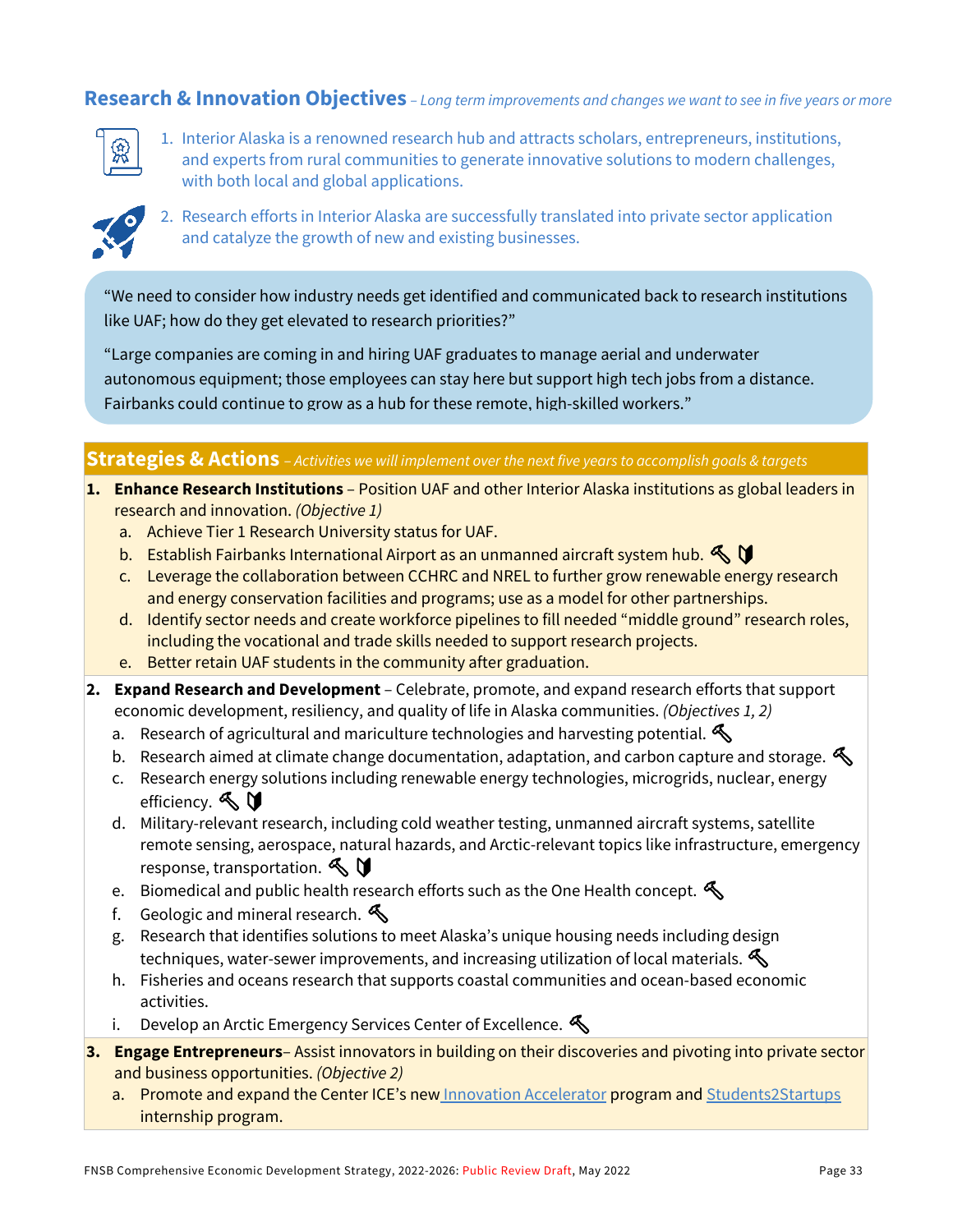## Research & Innovation Objectives *– Long term improvements and changes we want to see in five years or more*

1. Interior Alaska is a renowned research hub and attracts scholars, entrepreneurs, institutions, and experts from rural communities to generate innovative solutions to modern challenges, with both local and global applications.
2. Research efforts in Interior Alaska are successfully translated into private sector application and catalyze the growth of new and existing businesses.

> "We need to consider how industry needs get identified and communicated back to research institutions like UAF; how do they get elevated to research priorities?"
>
> "Large companies are coming in and hiring UAF graduates to manage aerial and underwater autonomous equipment; those employees can stay here but support high tech jobs from a distance. Fairbanks could continue to grow as a hub for these remote, high-skilled workers."

## Strategies & Actions *– Activities we will implement over the next five years to accomplish goals & targets*

1. **Enhance Research Institutions** – Position UAF and other Interior Alaska institutions as global leaders in research and innovation. *(Objective 1)*
   a. Achieve Tier 1 Research University status for UAF.
   b. Establish Fairbanks International Airport as an unmanned aircraft system hub.
   c. Leverage the collaboration between CCHRC and NREL to further grow renewable energy research and energy conservation facilities and programs; use as a model for other partnerships.
   d. Identify sector needs and create workforce pipelines to fill needed "middle ground" research roles, including the vocational and trade skills needed to support research projects.
   e. Better retain UAF students in the community after graduation.
2. **Expand Research and Development** – Celebrate, promote, and expand research efforts that support economic development, resiliency, and quality of life in Alaska communities. *(Objectives 1, 2)*
   a. Research of agricultural and mariculture technologies and harvesting potential.
   b. Research aimed at climate change documentation, adaptation, and carbon capture and storage.
   c. Research energy solutions including renewable energy technologies, microgrids, nuclear, energy efficiency.
   d. Military-relevant research, including cold weather testing, unmanned aircraft systems, satellite remote sensing, aerospace, natural hazards, and Arctic-relevant topics like infrastructure, emergency response, transportation.
   e. Biomedical and public health research efforts such as the One Health concept.
   f. Geologic and mineral research.
   g. Research that identifies solutions to meet Alaska's unique housing needs including design techniques, water-sewer improvements, and increasing utilization of local materials.
   h. Fisheries and oceans research that supports coastal communities and ocean-based economic activities.
   i. Develop an Arctic Emergency Services Center of Excellence.
3. **Engage Entrepreneurs**– Assist innovators in building on their discoveries and pivoting into private sector and business opportunities. *(Objective 2)*
   a. Promote and expand the Center ICE's new Innovation Accelerator program and Students2Startups internship program.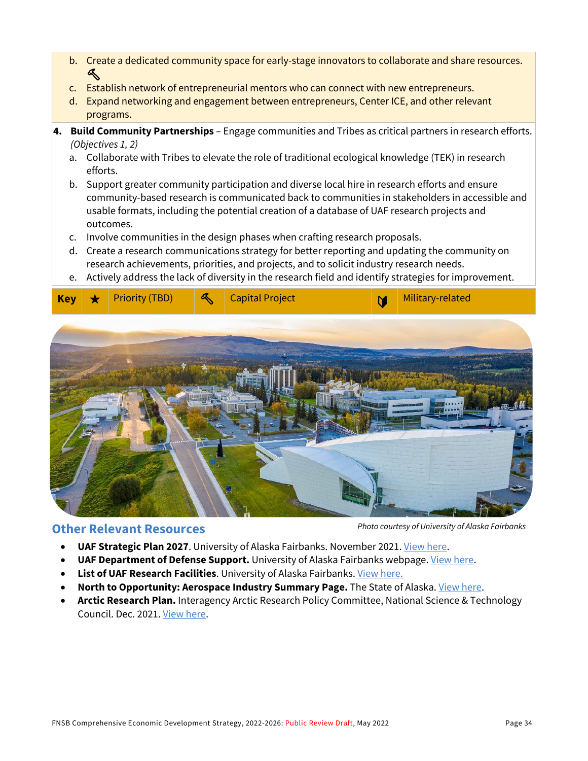b. Create a dedicated community space for early-stage innovators to collaborate and share resources. 🔨
c. Establish network of entrepreneurial mentors who can connect with new entrepreneurs.
d. Expand networking and engagement between entrepreneurs, Center ICE, and other relevant programs.

4. **Build Community Partnerships** – Engage communities and Tribes as critical partners in research efforts. *(Objectives 1, 2)*
   a. Collaborate with Tribes to elevate the role of traditional ecological knowledge (TEK) in research efforts.
   b. Support greater community participation and diverse local hire in research efforts and ensure community-based research is communicated back to communities in stakeholders in accessible and usable formats, including the potential creation of a database of UAF research projects and outcomes.
   c. Involve communities in the design phases when crafting research proposals.
   d. Create a research communications strategy for better reporting and updating the community on research achievements, priorities, and projects, and to solicit industry research needs.
   e. Actively address the lack of diversity in the research field and identify strategies for improvement.

| **Key** | ★ | Priority (TBD) | 🔨 | Capital Project | 🛡 | Military-related |
|---|---|---|---|---|---|---|

*Photo courtesy of University of Alaska Fairbanks*

## Other Relevant Resources

- **UAF Strategic Plan 2027**. University of Alaska Fairbanks. November 2021. View here.
- **UAF Department of Defense Support.** University of Alaska Fairbanks webpage. View here.
- **List of UAF Research Facilities**. University of Alaska Fairbanks. View here.
- **North to Opportunity: Aerospace Industry Summary Page.** The State of Alaska. View here.
- **Arctic Research Plan.** Interagency Arctic Research Policy Committee, National Science & Technology Council. Dec. 2021. View here.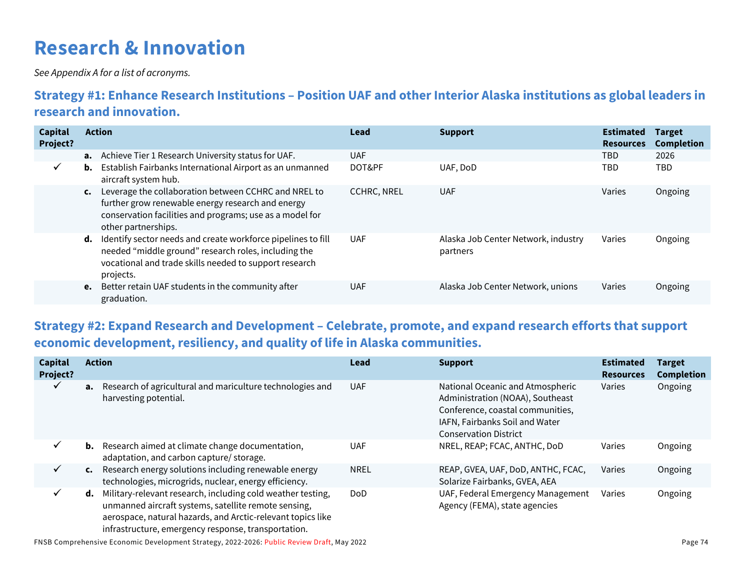# Research & Innovation

*See Appendix A for a list of acronyms.*

## Strategy #1: Enhance Research Institutions – Position UAF and other Interior Alaska institutions as global leaders in research and innovation.

| Capital Project? | Action | Lead | Support | Estimated Resources | Target Completion |
|---|---|---|---|---|---|
| | **a.** Achieve Tier 1 Research University status for UAF. | UAF | | TBD | 2026 |
| ✓ | **b.** Establish Fairbanks International Airport as an unmanned aircraft system hub. | DOT&PF | UAF, DoD | TBD | TBD |
| | **c.** Leverage the collaboration between CCHRC and NREL to further grow renewable energy research and energy conservation facilities and programs; use as a model for other partnerships. | CCHRC, NREL | UAF | Varies | Ongoing |
| | **d.** Identify sector needs and create workforce pipelines to fill needed "middle ground" research roles, including the vocational and trade skills needed to support research projects. | UAF | Alaska Job Center Network, industry partners | Varies | Ongoing |
| | **e.** Better retain UAF students in the community after graduation. | UAF | Alaska Job Center Network, unions | Varies | Ongoing |

## Strategy #2: Expand Research and Development – Celebrate, promote, and expand research efforts that support economic development, resiliency, and quality of life in Alaska communities.

| Capital Project? | Action | Lead | Support | Estimated Resources | Target Completion |
|---|---|---|---|---|---|
| ✓ | **a.** Research of agricultural and mariculture technologies and harvesting potential. | UAF | National Oceanic and Atmospheric Administration (NOAA), Southeast Conference, coastal communities, IAFN, Fairbanks Soil and Water Conservation District | Varies | Ongoing |
| ✓ | **b.** Research aimed at climate change documentation, adaptation, and carbon capture/ storage. | UAF | NREL, REAP; FCAC, ANTHC, DoD | Varies | Ongoing |
| ✓ | **c.** Research energy solutions including renewable energy technologies, microgrids, nuclear, energy efficiency. | NREL | REAP, GVEA, UAF, DoD, ANTHC, FCAC, Solarize Fairbanks, GVEA, AEA | Varies | Ongoing |
| ✓ | **d.** Military-relevant research, including cold weather testing, unmanned aircraft systems, satellite remote sensing, aerospace, natural hazards, and Arctic-relevant topics like infrastructure, emergency response, transportation. | DoD | UAF, Federal Emergency Management Agency (FEMA), state agencies | Varies | Ongoing |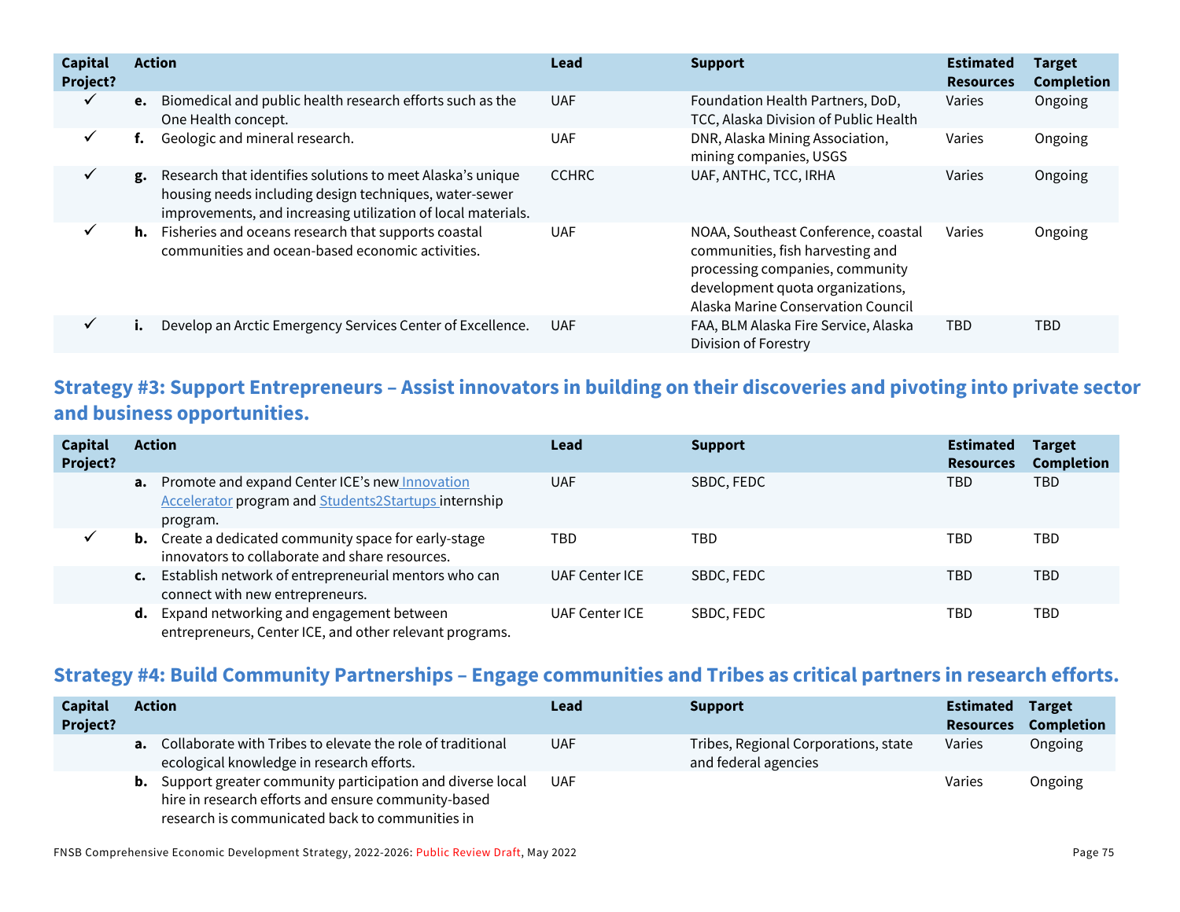| Capital Project? | Action | Lead | Support | Estimated Resources | Target Completion |
|---|---|---|---|---|---|
| ✓ | **e.** Biomedical and public health research efforts such as the One Health concept. | UAF | Foundation Health Partners, DoD, TCC, Alaska Division of Public Health | Varies | Ongoing |
| ✓ | **f.** Geologic and mineral research. | UAF | DNR, Alaska Mining Association, mining companies, USGS | Varies | Ongoing |
| ✓ | **g.** Research that identifies solutions to meet Alaska's unique housing needs including design techniques, water-sewer improvements, and increasing utilization of local materials. | CCHRC | UAF, ANTHC, TCC, IRHA | Varies | Ongoing |
| ✓ | **h.** Fisheries and oceans research that supports coastal communities and ocean-based economic activities. | UAF | NOAA, Southeast Conference, coastal communities, fish harvesting and processing companies, community development quota organizations, Alaska Marine Conservation Council | Varies | Ongoing |
| ✓ | **i.** Develop an Arctic Emergency Services Center of Excellence. | UAF | FAA, BLM Alaska Fire Service, Alaska Division of Forestry | TBD | TBD |

## Strategy #3: Support Entrepreneurs – Assist innovators in building on their discoveries and pivoting into private sector and business opportunities.

| Capital Project? | Action | Lead | Support | Estimated Resources | Target Completion |
|---|---|---|---|---|---|
| | **a.** Promote and expand Center ICE's new Innovation Accelerator program and Students2Startups internship program. | UAF | SBDC, FEDC | TBD | TBD |
| ✓ | **b.** Create a dedicated community space for early-stage innovators to collaborate and share resources. | TBD | TBD | TBD | TBD |
| | **c.** Establish network of entrepreneurial mentors who can connect with new entrepreneurs. | UAF Center ICE | SBDC, FEDC | TBD | TBD |
| | **d.** Expand networking and engagement between entrepreneurs, Center ICE, and other relevant programs. | UAF Center ICE | SBDC, FEDC | TBD | TBD |

## Strategy #4: Build Community Partnerships – Engage communities and Tribes as critical partners in research efforts.

| Capital Project? | Action | Lead | Support | Estimated Resources | Target Completion |
|---|---|---|---|---|---|
| | **a.** Collaborate with Tribes to elevate the role of traditional ecological knowledge in research efforts. | UAF | Tribes, Regional Corporations, state and federal agencies | Varies | Ongoing |
| | **b.** Support greater community participation and diverse local hire in research efforts and ensure community-based research is communicated back to communities in | UAF | | Varies | Ongoing |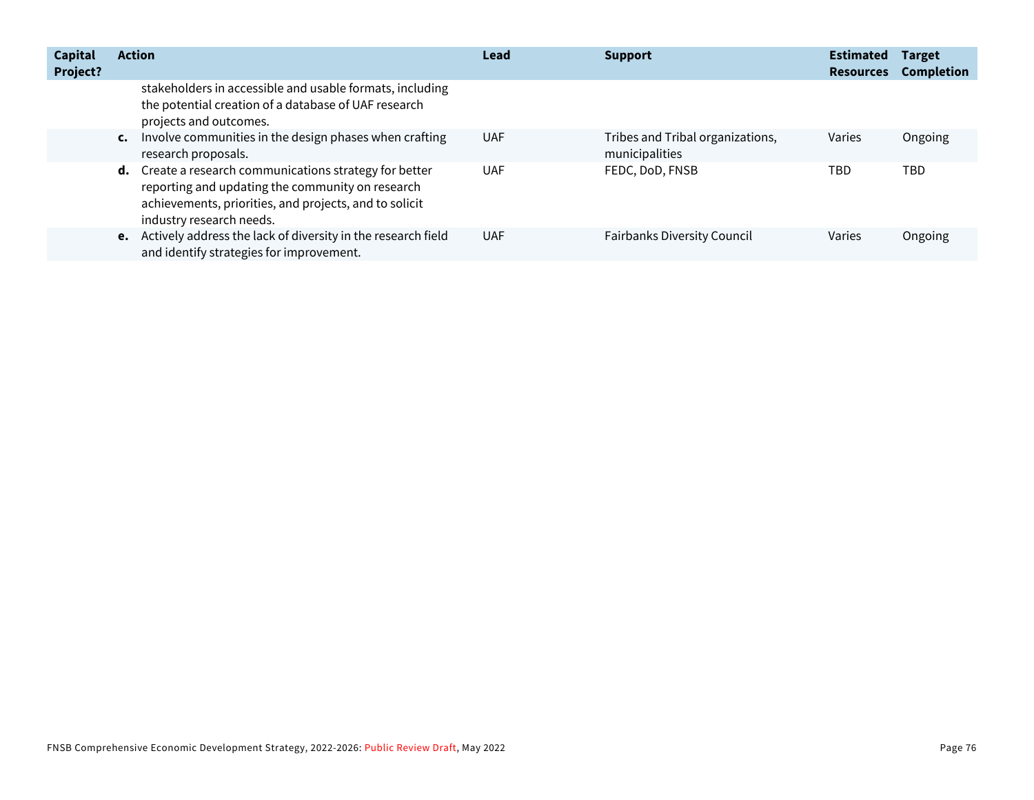| Capital Project? | Action | | Lead | Support | Estimated Resources | Target Completion |
|---|---|---|---|---|---|---|
| | | stakeholders in accessible and usable formats, including the potential creation of a database of UAF research projects and outcomes. | | | | |
| | **c.** | Involve communities in the design phases when crafting research proposals. | UAF | Tribes and Tribal organizations, municipalities | Varies | Ongoing |
| | **d.** | Create a research communications strategy for better reporting and updating the community on research achievements, priorities, and projects, and to solicit industry research needs. | UAF | FEDC, DoD, FNSB | TBD | TBD |
| | **e.** | Actively address the lack of diversity in the research field and identify strategies for improvement. | UAF | Fairbanks Diversity Council | Varies | Ongoing |